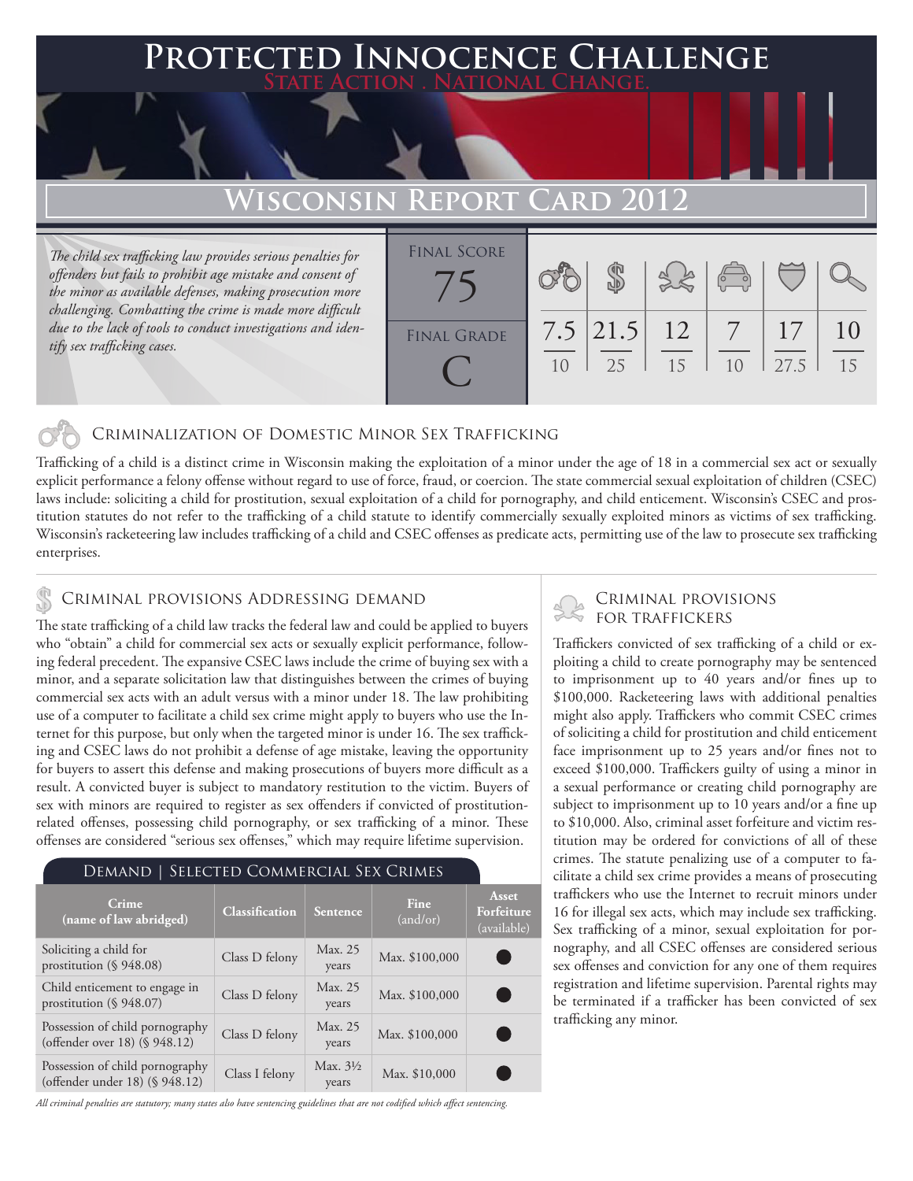# Protected Innocence Challenge

State Action . National Change.

## Wisconsin Report Card 2012

*The child sex trafficking law provides serious penalties for offenders but fails to prohibit age mistake and consent of the minor as available defenses, making prosecution more challenging. Combatting the crime is made more difficult due to the lack of tools to conduct investigations and identify sex trafficking cases.*

| Final Score | Final Grade |
|---|---|
| 75 | C |

| Criminalization of Domestic Minor Sex Trafficking | Criminal Provisions Addressing Demand | Criminal Provisions for Traffickers | Criminal Provisions for Facilitators | Protective Provisions for the Child Victims | Criminal Justice Tools for Investigation and Prosecutions |
|---|---|---|---|---|---|
| 7.5 / 10 | 21.5 / 25 | 12 / 15 | 7 / 10 | 17 / 27.5 | 10 / 15 |

## Criminalization of Domestic Minor Sex Trafficking

Trafficking of a child is a distinct crime in Wisconsin making the exploitation of a minor under the age of 18 in a commercial sex act or sexually explicit performance a felony offense without regard to use of force, fraud, or coercion. The state commercial sexual exploitation of children (CSEC) laws include: soliciting a child for prostitution, sexual exploitation of a child for pornography, and child enticement. Wisconsin's CSEC and prostitution statutes do not refer to the trafficking of a child statute to identify commercially sexually exploited minors as victims of sex trafficking. Wisconsin's racketeering law includes trafficking of a child and CSEC offenses as predicate acts, permitting use of the law to prosecute sex trafficking enterprises.

## Criminal provisions Addressing demand

The state trafficking of a child law tracks the federal law and could be applied to buyers who "obtain" a child for commercial sex acts or sexually explicit performance, following federal precedent. The expansive CSEC laws include the crime of buying sex with a minor, and a separate solicitation law that distinguishes between the crimes of buying commercial sex acts with an adult versus with a minor under 18. The law prohibiting use of a computer to facilitate a child sex crime might apply to buyers who use the Internet for this purpose, but only when the targeted minor is under 16. The sex trafficking and CSEC laws do not prohibit a defense of age mistake, leaving the opportunity for buyers to assert this defense and making prosecutions of buyers more difficult as a result. A convicted buyer is subject to mandatory restitution to the victim. Buyers of sex with minors are required to register as sex offenders if convicted of prostitution-related offenses, possessing child pornography, or sex trafficking of a minor. These offenses are considered "serious sex offenses," which may require lifetime supervision.

### Demand | Selected Commercial Sex Crimes

| Crime (name of law abridged) | Classification | Sentence | Fine (and/or) | Asset Forfeiture (available) |
|---|---|---|---|---|
| Soliciting a child for prostitution (§ 948.08) | Class D felony | Max. 25 years | Max. $100,000 | ● |
| Child enticement to engage in prostitution (§ 948.07) | Class D felony | Max. 25 years | Max. $100,000 | ● |
| Possession of child pornography (offender over 18) (§ 948.12) | Class D felony | Max. 25 years | Max. $100,000 | ● |
| Possession of child pornography (offender under 18) (§ 948.12) | Class I felony | Max. 3½ years | Max. $10,000 | ● |

*All criminal penalties are statutory; many states also have sentencing guidelines that are not codified which affect sentencing.*

## Criminal provisions for traffickers

Traffickers convicted of sex trafficking of a child or exploiting a child to create pornography may be sentenced to imprisonment up to 40 years and/or fines up to $100,000. Racketeering laws with additional penalties might also apply. Traffickers who commit CSEC crimes of soliciting a child for prostitution and child enticement face imprisonment up to 25 years and/or fines not to exceed $100,000. Traffickers guilty of using a minor in a sexual performance or creating child pornography are subject to imprisonment up to 10 years and/or a fine up to $10,000. Also, criminal asset forfeiture and victim restitution may be ordered for convictions of all of these crimes. The statute penalizing use of a computer to facilitate a child sex crime provides a means of prosecuting traffickers who use the Internet to recruit minors under 16 for illegal sex acts, which may include sex trafficking. Sex trafficking of a minor, sexual exploitation for pornography, and all CSEC offenses are considered serious sex offenses and conviction for any one of them requires registration and lifetime supervision. Parental rights may be terminated if a trafficker has been convicted of sex trafficking any minor.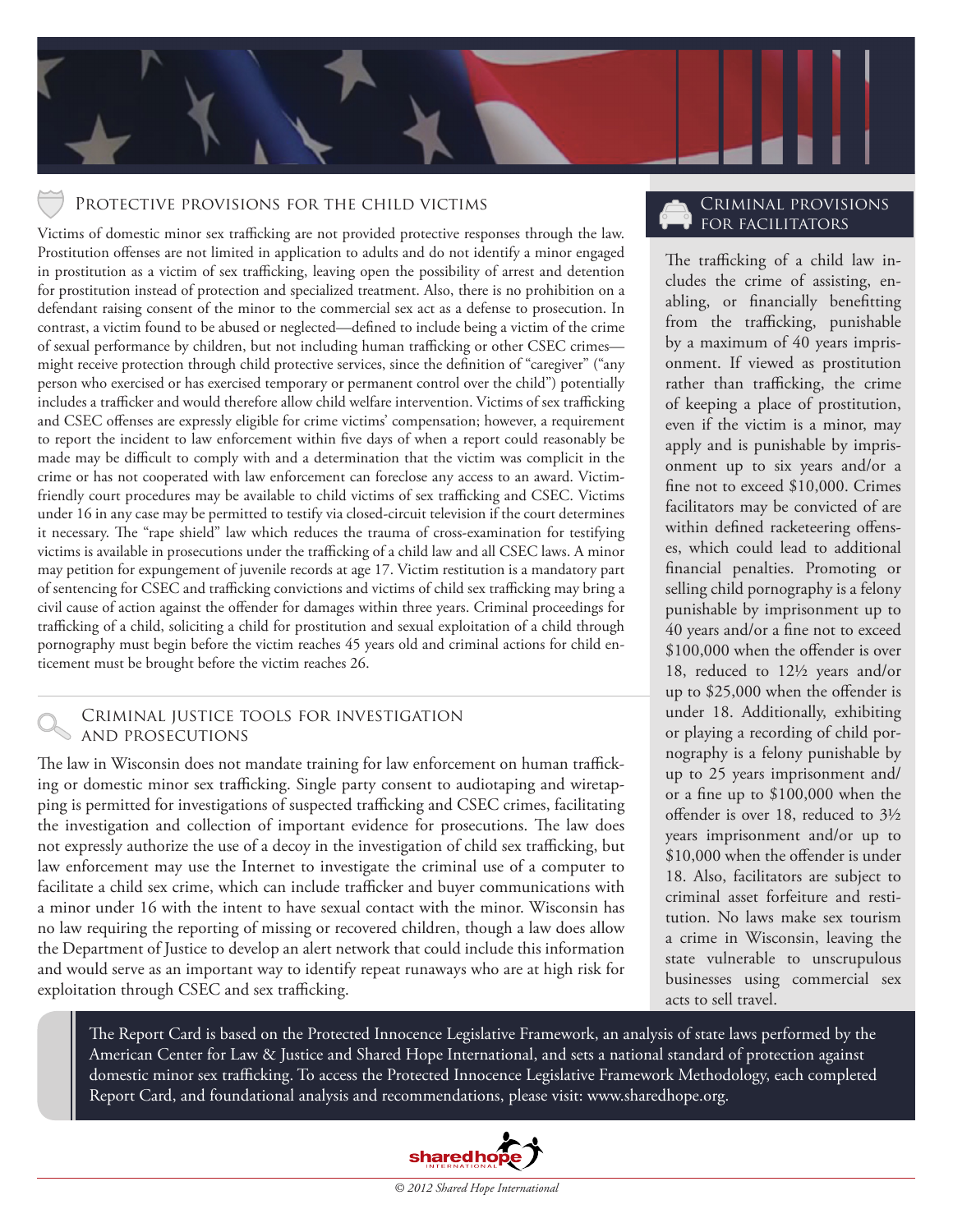## Protective provisions for the child victims

Victims of domestic minor sex trafficking are not provided protective responses through the law. Prostitution offenses are not limited in application to adults and do not identify a minor engaged in prostitution as a victim of sex trafficking, leaving open the possibility of arrest and detention for prostitution instead of protection and specialized treatment. Also, there is no prohibition on a defendant raising consent of the minor to the commercial sex act as a defense to prosecution. In contrast, a victim found to be abused or neglected—defined to include being a victim of the crime of sexual performance by children, but not including human trafficking or other CSEC crimes—might receive protection through child protective services, since the definition of "caregiver" ("any person who exercised or has exercised temporary or permanent control over the child") potentially includes a trafficker and would therefore allow child welfare intervention. Victims of sex trafficking and CSEC offenses are expressly eligible for crime victims' compensation; however, a requirement to report the incident to law enforcement within five days of when a report could reasonably be made may be difficult to comply with and a determination that the victim was complicit in the crime or has not cooperated with law enforcement can foreclose any access to an award. Victim-friendly court procedures may be available to child victims of sex trafficking and CSEC. Victims under 16 in any case may be permitted to testify via closed-circuit television if the court determines it necessary. The "rape shield" law which reduces the trauma of cross-examination for testifying victims is available in prosecutions under the trafficking of a child law and all CSEC laws. A minor may petition for expungement of juvenile records at age 17. Victim restitution is a mandatory part of sentencing for CSEC and trafficking convictions and victims of child sex trafficking may bring a civil cause of action against the offender for damages within three years. Criminal proceedings for trafficking of a child, soliciting a child for prostitution and sexual exploitation of a child through pornography must begin before the victim reaches 45 years old and criminal actions for child enticement must be brought before the victim reaches 26.

## Criminal justice tools for investigation and prosecutions

The law in Wisconsin does not mandate training for law enforcement on human trafficking or domestic minor sex trafficking. Single party consent to audiotaping and wiretapping is permitted for investigations of suspected trafficking and CSEC crimes, facilitating the investigation and collection of important evidence for prosecutions. The law does not expressly authorize the use of a decoy in the investigation of child sex trafficking, but law enforcement may use the Internet to investigate the criminal use of a computer to facilitate a child sex crime, which can include trafficker and buyer communications with a minor under 16 with the intent to have sexual contact with the minor. Wisconsin has no law requiring the reporting of missing or recovered children, though a law does allow the Department of Justice to develop an alert network that could include this information and would serve as an important way to identify repeat runaways who are at high risk for exploitation through CSEC and sex trafficking.

## Criminal provisions for facilitators

The trafficking of a child law includes the crime of assisting, enabling, or financially benefitting from the trafficking, punishable by a maximum of 40 years imprisonment. If viewed as prostitution rather than trafficking, the crime of keeping a place of prostitution, even if the victim is a minor, may apply and is punishable by imprisonment up to six years and/or a fine not to exceed $10,000. Crimes facilitators may be convicted of are within defined racketeering offenses, which could lead to additional financial penalties. Promoting or selling child pornography is a felony punishable by imprisonment up to 40 years and/or a fine not to exceed $100,000 when the offender is over 18, reduced to 12½ years and/or up to $25,000 when the offender is under 18. Additionally, exhibiting or playing a recording of child pornography is a felony punishable by up to 25 years imprisonment and/or a fine up to $100,000 when the offender is over 18, reduced to 3½ years imprisonment and/or up to $10,000 when the offender is under 18. Also, facilitators are subject to criminal asset forfeiture and restitution. No laws make sex tourism a crime in Wisconsin, leaving the state vulnerable to unscrupulous businesses using commercial sex acts to sell travel.

The Report Card is based on the Protected Innocence Legislative Framework, an analysis of state laws performed by the American Center for Law & Justice and Shared Hope International, and sets a national standard of protection against domestic minor sex trafficking. To access the Protected Innocence Legislative Framework Methodology, each completed Report Card, and foundational analysis and recommendations, please visit: www.sharedhope.org.

sharedhope INTERNATIONAL

*© 2012 Shared Hope International*